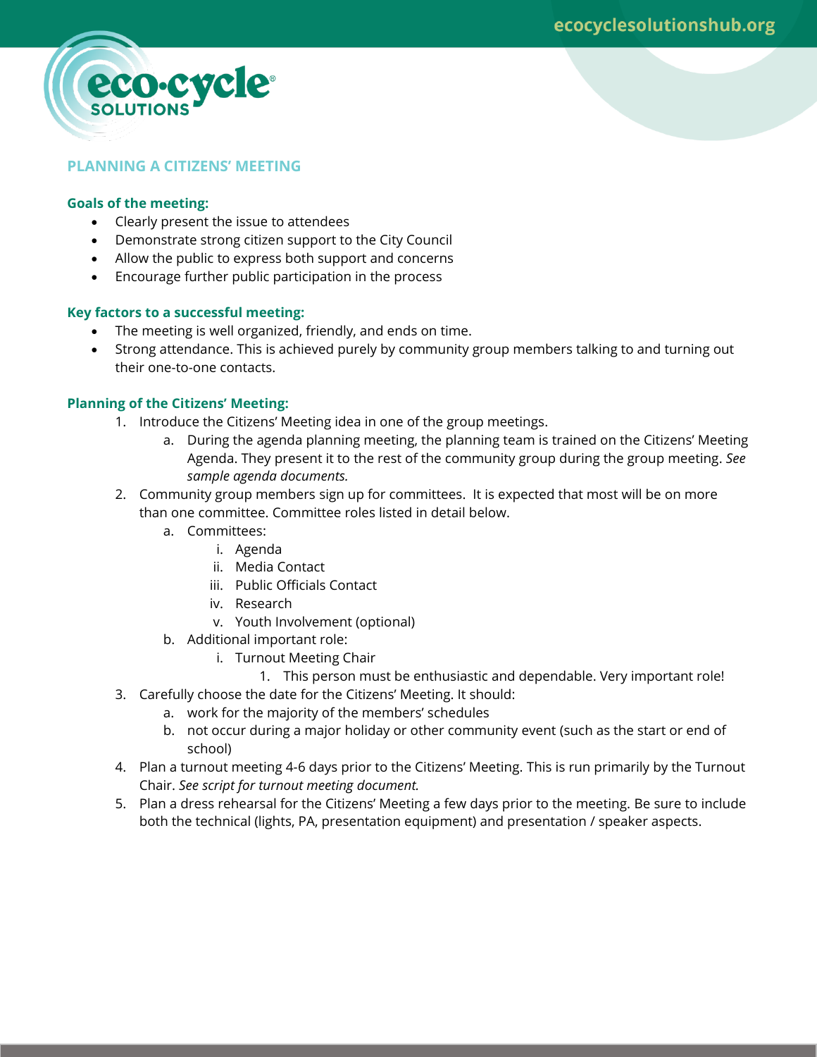# PLANNING A CITIZENS' MEETING

## Goals of the meeting:

- Clearly present the issue to attendees
- Demonstrate strong citizen support to the City Council
- Allow the public to express both support and concerns
- Encourage further public participation in the process

## Key factors to a successful meeting:

- The meeting is well organized, friendly, and ends on time.
- Strong attendance. This is achieved purely by community group members talking to and turning out their one-to-one contacts.

## Planning of the Citizens' Meeting:

1. Introduce the Citizens' Meeting idea in one of the group meetings.
   a. During the agenda planning meeting, the planning team is trained on the Citizens' Meeting Agenda. They present it to the rest of the community group during the group meeting. *See sample agenda documents.*
2. Community group members sign up for committees. It is expected that most will be on more than one committee. Committee roles listed in detail below.
   a. Committees:
      i. Agenda
      ii. Media Contact
      iii. Public Officials Contact
      iv. Research
      v. Youth Involvement (optional)
   b. Additional important role:
      i. Turnout Meeting Chair
         1. This person must be enthusiastic and dependable. Very important role!
3. Carefully choose the date for the Citizens' Meeting. It should:
   a. work for the majority of the members' schedules
   b. not occur during a major holiday or other community event (such as the start or end of school)
4. Plan a turnout meeting 4-6 days prior to the Citizens' Meeting. This is run primarily by the Turnout Chair. *See script for turnout meeting document.*
5. Plan a dress rehearsal for the Citizens' Meeting a few days prior to the meeting. Be sure to include both the technical (lights, PA, presentation equipment) and presentation / speaker aspects.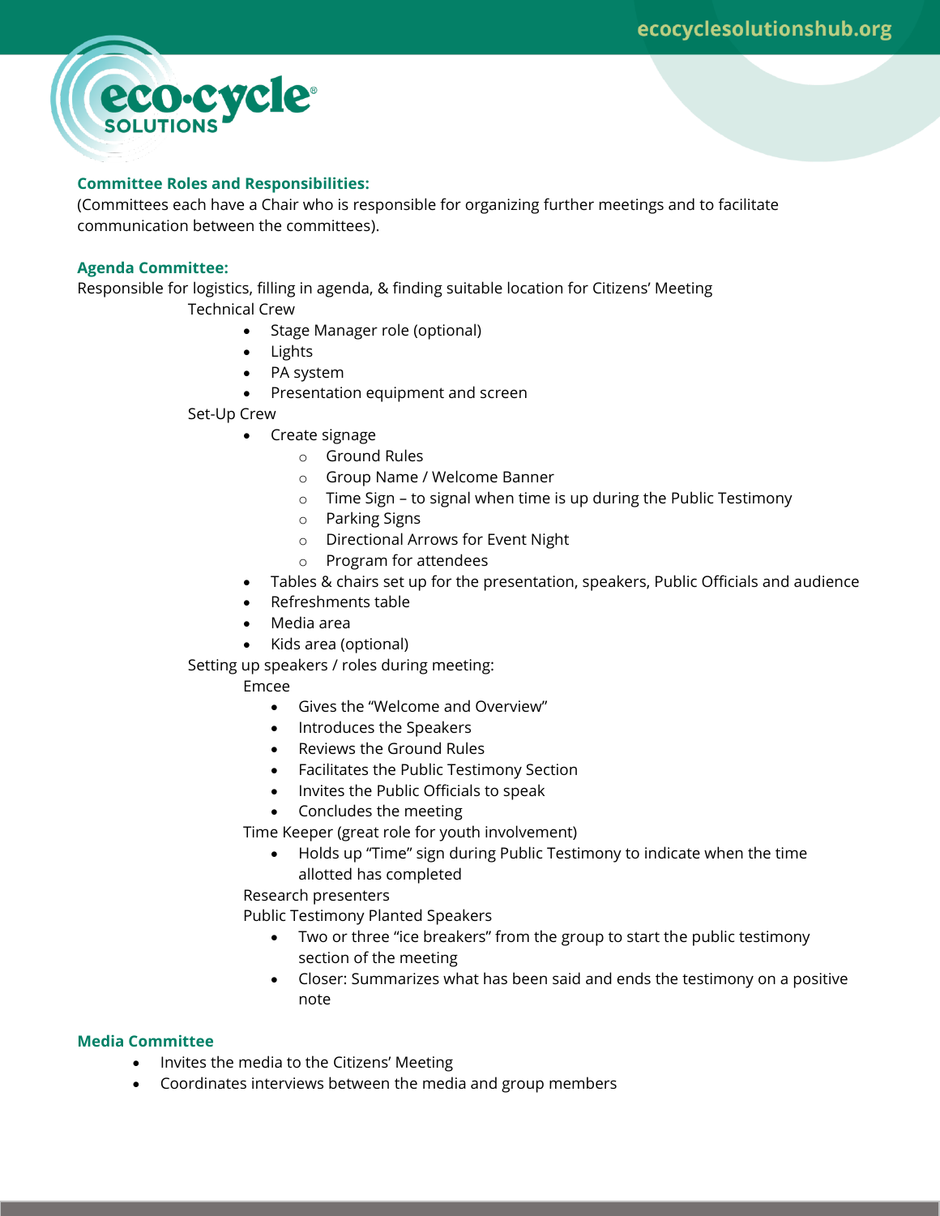### Committee Roles and Responsibilities:

(Committees each have a Chair who is responsible for organizing further meetings and to facilitate communication between the committees).

### Agenda Committee:

Responsible for logistics, filling in agenda, & finding suitable location for Citizens' Meeting

Technical Crew

- Stage Manager role (optional)
- Lights
- PA system
- Presentation equipment and screen

Set-Up Crew

- Create signage
  - Ground Rules
  - Group Name / Welcome Banner
  - Time Sign – to signal when time is up during the Public Testimony
  - Parking Signs
  - Directional Arrows for Event Night
  - Program for attendees
- Tables & chairs set up for the presentation, speakers, Public Officials and audience
- Refreshments table
- Media area
- Kids area (optional)

Setting up speakers / roles during meeting:

Emcee

- Gives the "Welcome and Overview"
- Introduces the Speakers
- Reviews the Ground Rules
- Facilitates the Public Testimony Section
- Invites the Public Officials to speak
- Concludes the meeting

Time Keeper (great role for youth involvement)

- Holds up "Time" sign during Public Testimony to indicate when the time allotted has completed

Research presenters

Public Testimony Planted Speakers

- Two or three "ice breakers" from the group to start the public testimony section of the meeting
- Closer: Summarizes what has been said and ends the testimony on a positive note

### Media Committee

- Invites the media to the Citizens' Meeting
- Coordinates interviews between the media and group members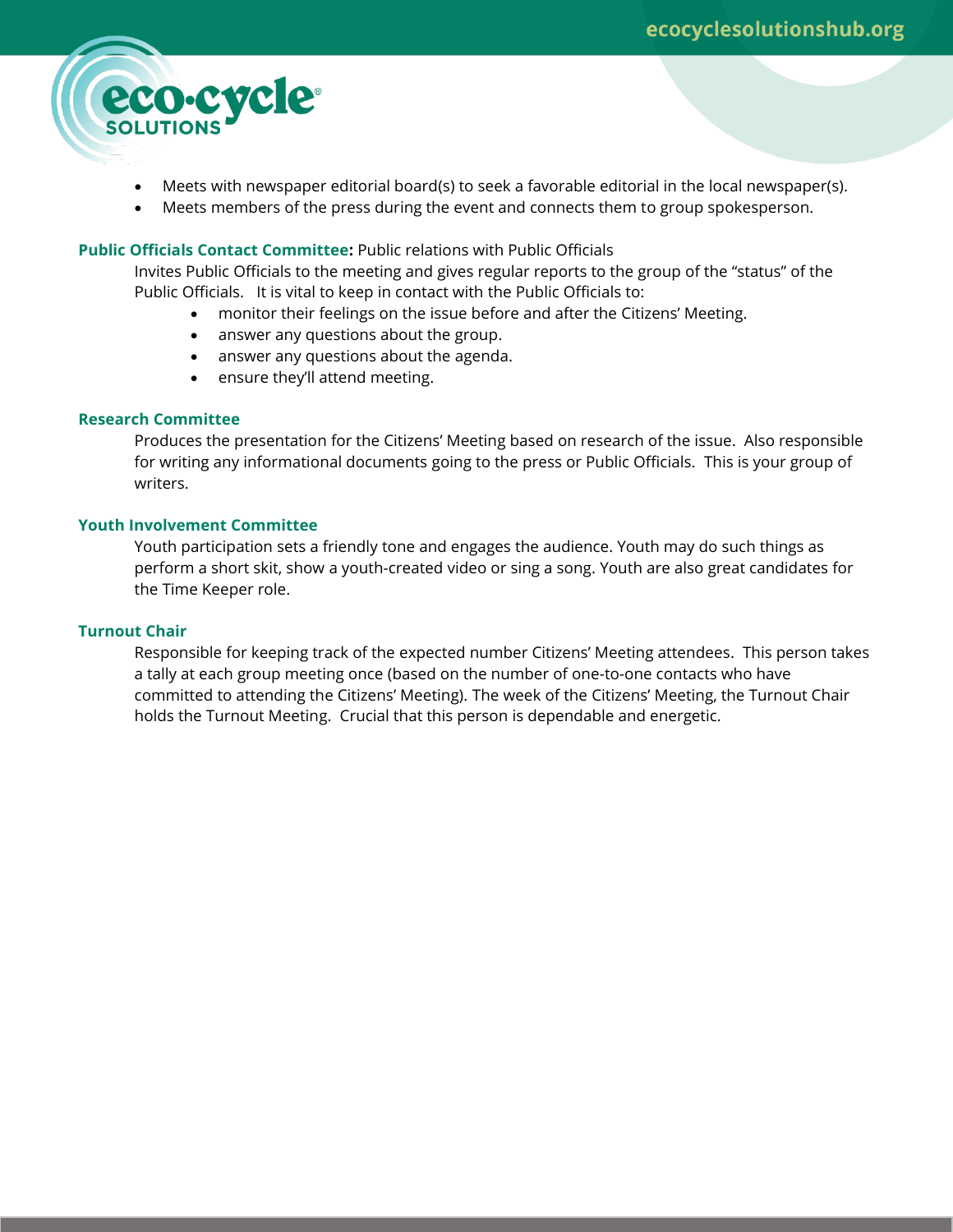- Meets with newspaper editorial board(s) to seek a favorable editorial in the local newspaper(s).
- Meets members of the press during the event and connects them to group spokesperson.

**Public Officials Contact Committee:** Public relations with Public Officials

Invites Public Officials to the meeting and gives regular reports to the group of the "status" of the Public Officials. It is vital to keep in contact with the Public Officials to:

- monitor their feelings on the issue before and after the Citizens' Meeting.
- answer any questions about the group.
- answer any questions about the agenda.
- ensure they'll attend meeting.

**Research Committee**

Produces the presentation for the Citizens' Meeting based on research of the issue. Also responsible for writing any informational documents going to the press or Public Officials. This is your group of writers.

**Youth Involvement Committee**

Youth participation sets a friendly tone and engages the audience. Youth may do such things as perform a short skit, show a youth-created video or sing a song. Youth are also great candidates for the Time Keeper role.

**Turnout Chair**

Responsible for keeping track of the expected number Citizens' Meeting attendees. This person takes a tally at each group meeting once (based on the number of one-to-one contacts who have committed to attending the Citizens' Meeting). The week of the Citizens' Meeting, the Turnout Chair holds the Turnout Meeting. Crucial that this person is dependable and energetic.